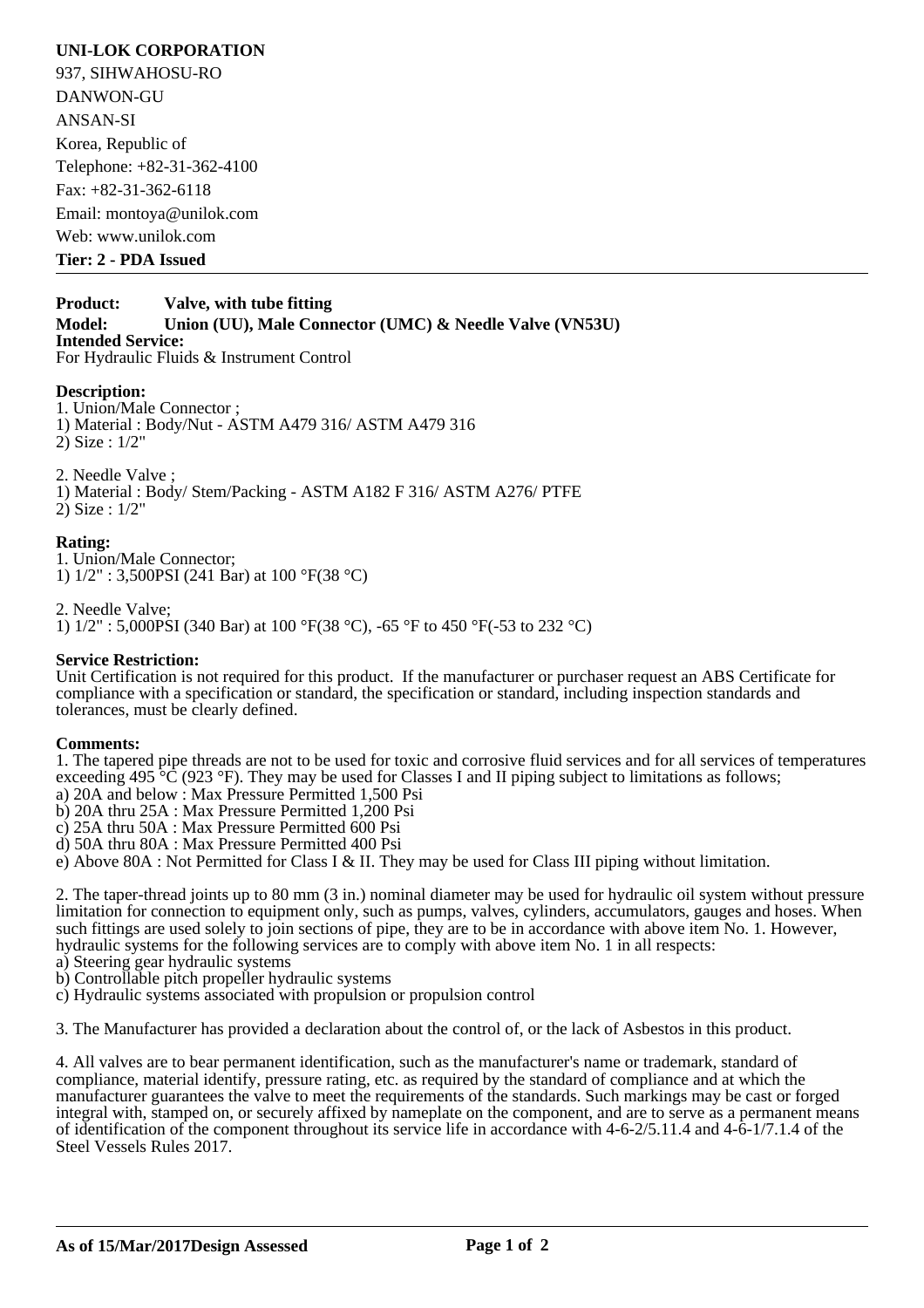**UNI-LOK CORPORATION**

937, SIHWAHOSU-RO

DANWON-GU

ANSAN-SI

Korea, Republic of

Telephone: +82-31-362-4100

Fax: +82-31-362-6118

Email: montoya@unilok.com

Web: www.unilok.com

**Tier: 2 - PDA Issued**

---

**Product:** **Valve, with tube fitting**

**Model:** **Union (UU), Male Connector (UMC) & Needle Valve (VN53U)**

**Intended Service:**

For Hydraulic Fluids & Instrument Control

**Description:**

1. Union/Male Connector ;
1) Material : Body/Nut - ASTM A479 316/ ASTM A479 316
2) Size : 1/2"

2. Needle Valve ;
1) Material : Body/ Stem/Packing - ASTM A182 F 316/ ASTM A276/ PTFE
2) Size : 1/2"

**Rating:**

1. Union/Male Connector;
1) 1/2" : 3,500PSI (241 Bar) at 100 °F(38 °C)

2. Needle Valve;
1) 1/2" : 5,000PSI (340 Bar) at 100 °F(38 °C), -65 °F to 450 °F(-53 to 232 °C)

**Service Restriction:**

Unit Certification is not required for this product. If the manufacturer or purchaser request an ABS Certificate for compliance with a specification or standard, the specification or standard, including inspection standards and tolerances, must be clearly defined.

**Comments:**

1. The tapered pipe threads are not to be used for toxic and corrosive fluid services and for all services of temperatures exceeding 495 °C (923 °F). They may be used for Classes I and II piping subject to limitations as follows;
a) 20A and below : Max Pressure Permitted 1,500 Psi
b) 20A thru 25A : Max Pressure Permitted 1,200 Psi
c) 25A thru 50A : Max Pressure Permitted 600 Psi
d) 50A thru 80A : Max Pressure Permitted 400 Psi
e) Above 80A : Not Permitted for Class I & II. They may be used for Class III piping without limitation.

2. The taper-thread joints up to 80 mm (3 in.) nominal diameter may be used for hydraulic oil system without pressure limitation for connection to equipment only, such as pumps, valves, cylinders, accumulators, gauges and hoses. When such fittings are used solely to join sections of pipe, they are to be in accordance with above item No. 1. However, hydraulic systems for the following services are to comply with above item No. 1 in all respects:
a) Steering gear hydraulic systems
b) Controllable pitch propeller hydraulic systems
c) Hydraulic systems associated with propulsion or propulsion control

3. The Manufacturer has provided a declaration about the control of, or the lack of Asbestos in this product.

4. All valves are to bear permanent identification, such as the manufacturer's name or trademark, standard of compliance, material identify, pressure rating, etc. as required by the standard of compliance and at which the manufacturer guarantees the valve to meet the requirements of the standards. Such markings may be cast or forged integral with, stamped on, or securely affixed by nameplate on the component, and are to serve as a permanent means of identification of the component throughout its service life in accordance with 4-6-2/5.11.4 and 4-6-1/7.1.4 of the Steel Vessels Rules 2017.

**As of 15/Mar/2017Design Assessed**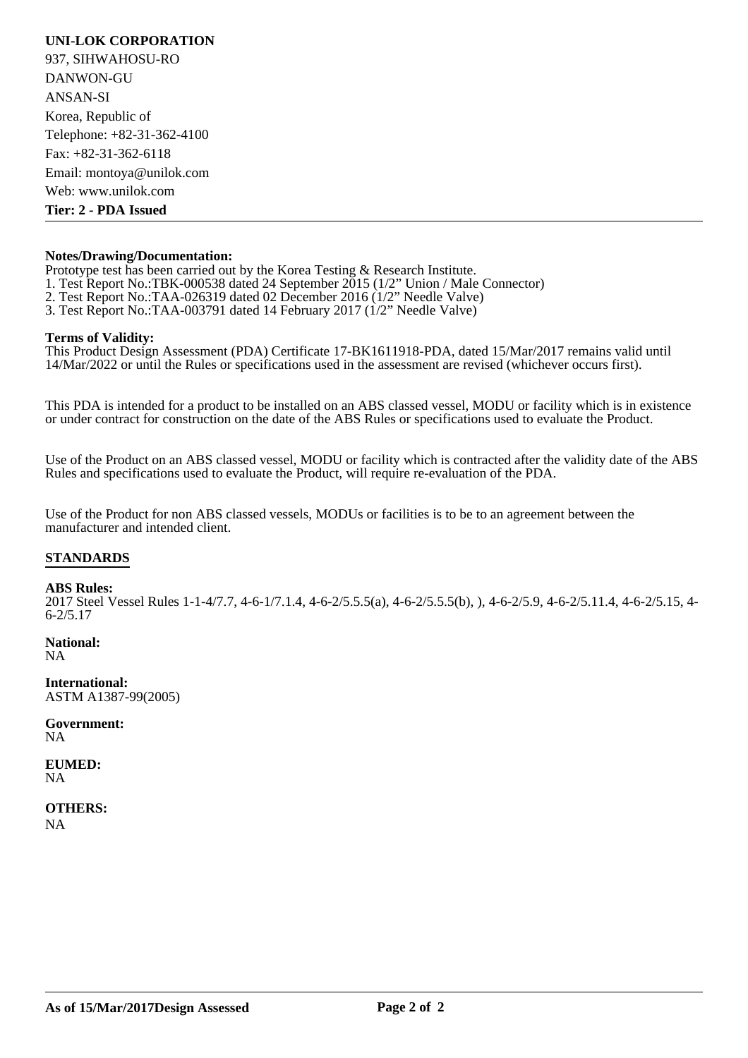**UNI-LOK CORPORATION**

937, SIHWAHOSU-RO

DANWON-GU

ANSAN-SI

Korea, Republic of

Telephone: +82-31-362-4100

Fax: +82-31-362-6118

Email: montoya@unilok.com

Web: www.unilok.com

**Tier: 2 - PDA Issued**

---

**Notes/Drawing/Documentation:**

Prototype test has been carried out by the Korea Testing & Research Institute.

1. Test Report No.:TBK-000538 dated 24 September 2015 (1/2" Union / Male Connector)
2. Test Report No.:TAA-026319 dated 02 December 2016 (1/2" Needle Valve)
3. Test Report No.:TAA-003791 dated 14 February 2017 (1/2" Needle Valve)

**Terms of Validity:**

This Product Design Assessment (PDA) Certificate 17-BK1611918-PDA, dated 15/Mar/2017 remains valid until 14/Mar/2022 or until the Rules or specifications used in the assessment are revised (whichever occurs first).

This PDA is intended for a product to be installed on an ABS classed vessel, MODU or facility which is in existence or under contract for construction on the date of the ABS Rules or specifications used to evaluate the Product.

Use of the Product on an ABS classed vessel, MODU or facility which is contracted after the validity date of the ABS Rules and specifications used to evaluate the Product, will require re-evaluation of the PDA.

Use of the Product for non ABS classed vessels, MODUs or facilities is to be to an agreement between the manufacturer and intended client.

## STANDARDS

**ABS Rules:**

2017 Steel Vessel Rules 1-1-4/7.7, 4-6-1/7.1.4, 4-6-2/5.5.5(a), 4-6-2/5.5.5(b), ), 4-6-2/5.9, 4-6-2/5.11.4, 4-6-2/5.15, 4-6-2/5.17

**National:**

NA

**International:**

ASTM A1387-99(2005)

**Government:**

NA

**EUMED:**

NA

**OTHERS:**

NA

**As of 15/Mar/2017Design Assessed**